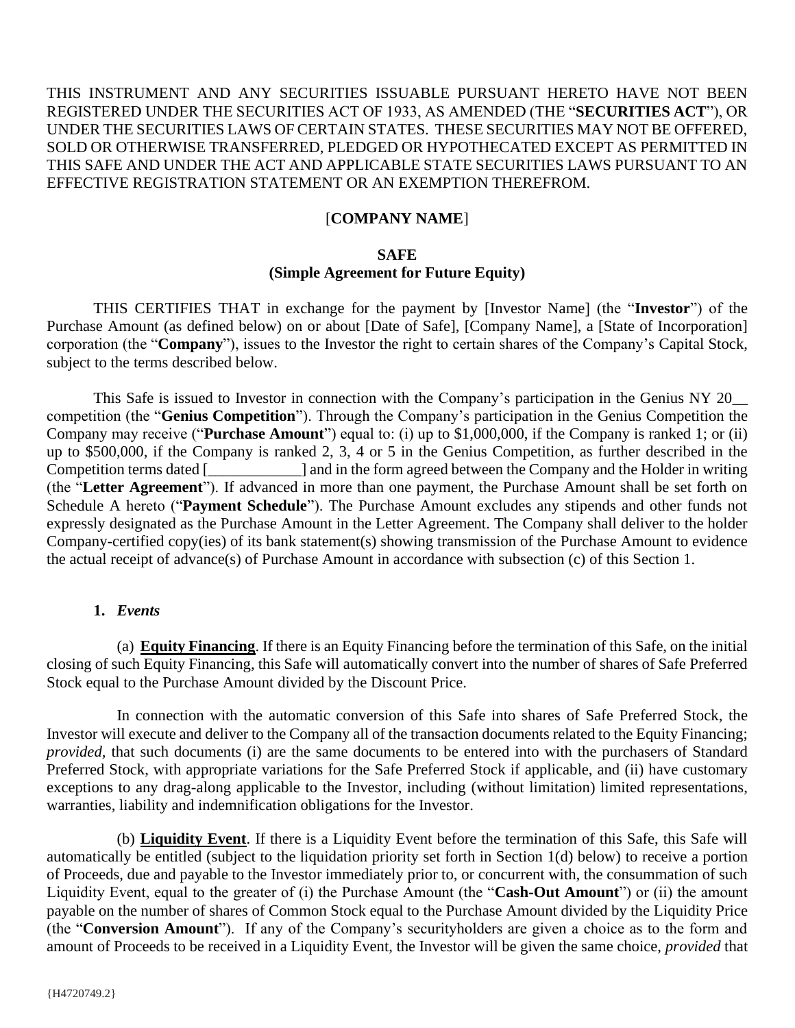THIS INSTRUMENT AND ANY SECURITIES ISSUABLE PURSUANT HERETO HAVE NOT BEEN REGISTERED UNDER THE SECURITIES ACT OF 1933, AS AMENDED (THE "**SECURITIES ACT**"), OR UNDER THE SECURITIES LAWS OF CERTAIN STATES. THESE SECURITIES MAY NOT BE OFFERED, SOLD OR OTHERWISE TRANSFERRED, PLEDGED OR HYPOTHECATED EXCEPT AS PERMITTED IN THIS SAFE AND UNDER THE ACT AND APPLICABLE STATE SECURITIES LAWS PURSUANT TO AN EFFECTIVE REGISTRATION STATEMENT OR AN EXEMPTION THEREFROM.

[**COMPANY NAME**]

**SAFE**
**(Simple Agreement for Future Equity)**

THIS CERTIFIES THAT in exchange for the payment by [Investor Name] (the "**Investor**") of the Purchase Amount (as defined below) on or about [Date of Safe], [Company Name], a [State of Incorporation] corporation (the "**Company**"), issues to the Investor the right to certain shares of the Company's Capital Stock, subject to the terms described below.

This Safe is issued to Investor in connection with the Company's participation in the Genius NY 20__ competition (the "**Genius Competition**"). Through the Company's participation in the Genius Competition the Company may receive ("**Purchase Amount**") equal to: (i) up to $1,000,000, if the Company is ranked 1; or (ii) up to $500,000, if the Company is ranked 2, 3, 4 or 5 in the Genius Competition, as further described in the Competition terms dated [____________] and in the form agreed between the Company and the Holder in writing (the "**Letter Agreement**"). If advanced in more than one payment, the Purchase Amount shall be set forth on Schedule A hereto ("**Payment Schedule**"). The Purchase Amount excludes any stipends and other funds not expressly designated as the Purchase Amount in the Letter Agreement. The Company shall deliver to the holder Company-certified copy(ies) of its bank statement(s) showing transmission of the Purchase Amount to evidence the actual receipt of advance(s) of Purchase Amount in accordance with subsection (c) of this Section 1.

**1.** ***Events***

(a) **Equity Financing**. If there is an Equity Financing before the termination of this Safe, on the initial closing of such Equity Financing, this Safe will automatically convert into the number of shares of Safe Preferred Stock equal to the Purchase Amount divided by the Discount Price.

In connection with the automatic conversion of this Safe into shares of Safe Preferred Stock, the Investor will execute and deliver to the Company all of the transaction documents related to the Equity Financing; *provided*, that such documents (i) are the same documents to be entered into with the purchasers of Standard Preferred Stock, with appropriate variations for the Safe Preferred Stock if applicable, and (ii) have customary exceptions to any drag-along applicable to the Investor, including (without limitation) limited representations, warranties, liability and indemnification obligations for the Investor.

(b) **Liquidity Event**. If there is a Liquidity Event before the termination of this Safe, this Safe will automatically be entitled (subject to the liquidation priority set forth in Section 1(d) below) to receive a portion of Proceeds, due and payable to the Investor immediately prior to, or concurrent with, the consummation of such Liquidity Event, equal to the greater of (i) the Purchase Amount (the "**Cash-Out Amount**") or (ii) the amount payable on the number of shares of Common Stock equal to the Purchase Amount divided by the Liquidity Price (the "**Conversion Amount**"). If any of the Company's securityholders are given a choice as to the form and amount of Proceeds to be received in a Liquidity Event, the Investor will be given the same choice, *provided* that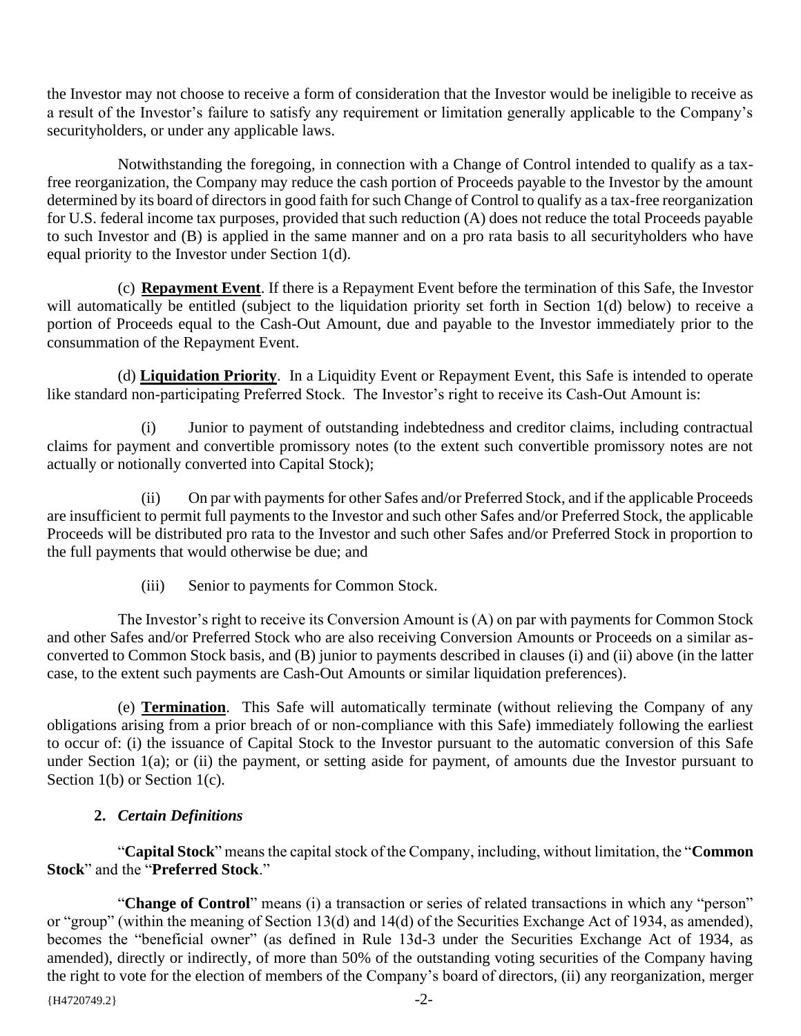the Investor may not choose to receive a form of consideration that the Investor would be ineligible to receive as a result of the Investor's failure to satisfy any requirement or limitation generally applicable to the Company's securityholders, or under any applicable laws.

Notwithstanding the foregoing, in connection with a Change of Control intended to qualify as a tax-free reorganization, the Company may reduce the cash portion of Proceeds payable to the Investor by the amount determined by its board of directors in good faith for such Change of Control to qualify as a tax-free reorganization for U.S. federal income tax purposes, provided that such reduction (A) does not reduce the total Proceeds payable to such Investor and (B) is applied in the same manner and on a pro rata basis to all securityholders who have equal priority to the Investor under Section 1(d).

(c) **Repayment Event**. If there is a Repayment Event before the termination of this Safe, the Investor will automatically be entitled (subject to the liquidation priority set forth in Section 1(d) below) to receive a portion of Proceeds equal to the Cash-Out Amount, due and payable to the Investor immediately prior to the consummation of the Repayment Event.

(d) **Liquidation Priority**. In a Liquidity Event or Repayment Event, this Safe is intended to operate like standard non-participating Preferred Stock. The Investor's right to receive its Cash-Out Amount is:

(i) Junior to payment of outstanding indebtedness and creditor claims, including contractual claims for payment and convertible promissory notes (to the extent such convertible promissory notes are not actually or notionally converted into Capital Stock);

(ii) On par with payments for other Safes and/or Preferred Stock, and if the applicable Proceeds are insufficient to permit full payments to the Investor and such other Safes and/or Preferred Stock, the applicable Proceeds will be distributed pro rata to the Investor and such other Safes and/or Preferred Stock in proportion to the full payments that would otherwise be due; and

(iii) Senior to payments for Common Stock.

The Investor's right to receive its Conversion Amount is (A) on par with payments for Common Stock and other Safes and/or Preferred Stock who are also receiving Conversion Amounts or Proceeds on a similar as-converted to Common Stock basis, and (B) junior to payments described in clauses (i) and (ii) above (in the latter case, to the extent such payments are Cash-Out Amounts or similar liquidation preferences).

(e) **Termination**. This Safe will automatically terminate (without relieving the Company of any obligations arising from a prior breach of or non-compliance with this Safe) immediately following the earliest to occur of: (i) the issuance of Capital Stock to the Investor pursuant to the automatic conversion of this Safe under Section 1(a); or (ii) the payment, or setting aside for payment, of amounts due the Investor pursuant to Section 1(b) or Section 1(c).

**2.** ***Certain Definitions***

"**Capital Stock**" means the capital stock of the Company, including, without limitation, the "**Common Stock**" and the "**Preferred Stock**."

"**Change of Control**" means (i) a transaction or series of related transactions in which any "person" or "group" (within the meaning of Section 13(d) and 14(d) of the Securities Exchange Act of 1934, as amended), becomes the "beneficial owner" (as defined in Rule 13d-3 under the Securities Exchange Act of 1934, as amended), directly or indirectly, of more than 50% of the outstanding voting securities of the Company having the right to vote for the election of members of the Company's board of directors, (ii) any reorganization, merger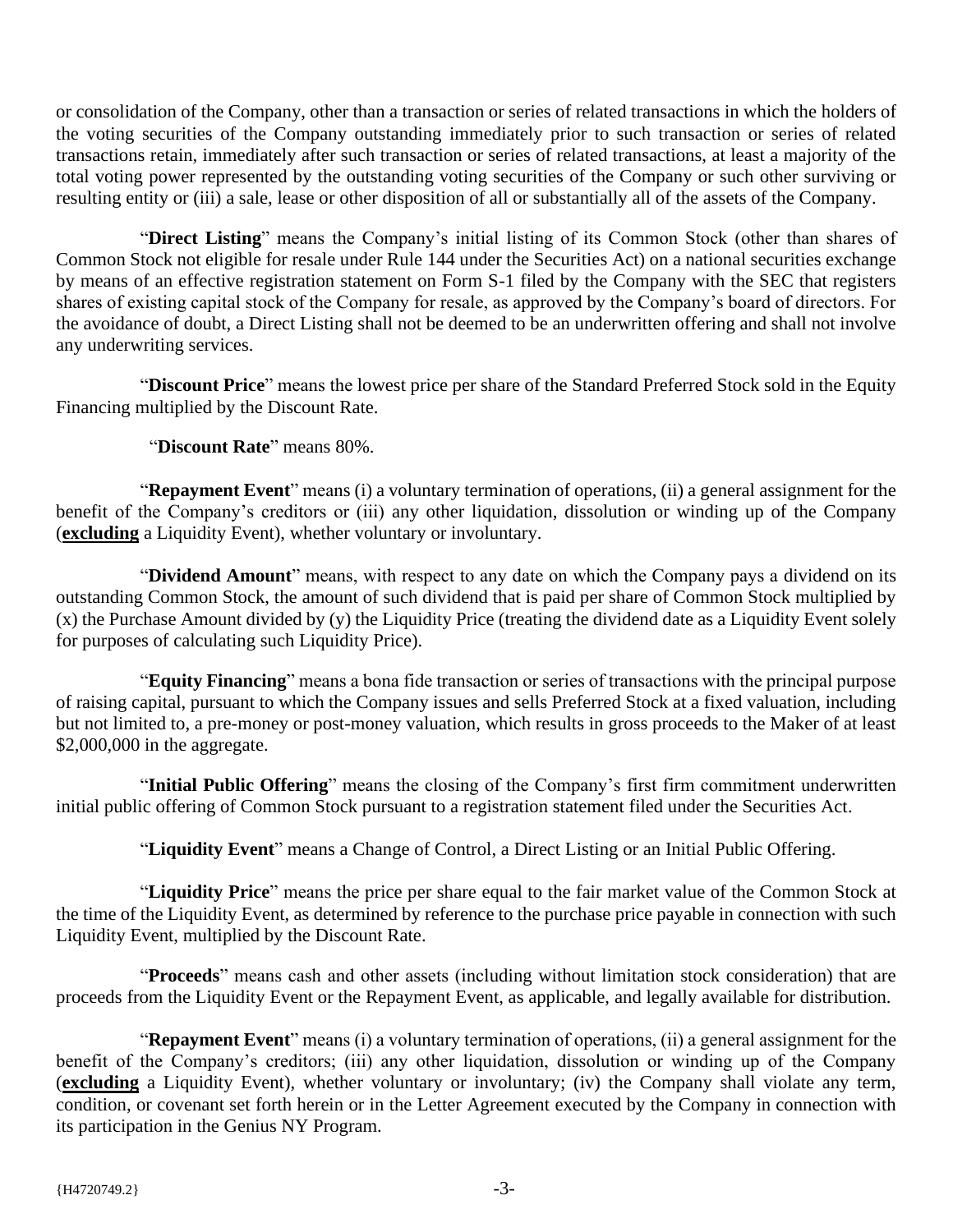or consolidation of the Company, other than a transaction or series of related transactions in which the holders of the voting securities of the Company outstanding immediately prior to such transaction or series of related transactions retain, immediately after such transaction or series of related transactions, at least a majority of the total voting power represented by the outstanding voting securities of the Company or such other surviving or resulting entity or (iii) a sale, lease or other disposition of all or substantially all of the assets of the Company.

"**Direct Listing**" means the Company's initial listing of its Common Stock (other than shares of Common Stock not eligible for resale under Rule 144 under the Securities Act) on a national securities exchange by means of an effective registration statement on Form S-1 filed by the Company with the SEC that registers shares of existing capital stock of the Company for resale, as approved by the Company's board of directors. For the avoidance of doubt, a Direct Listing shall not be deemed to be an underwritten offering and shall not involve any underwriting services.

"**Discount Price**" means the lowest price per share of the Standard Preferred Stock sold in the Equity Financing multiplied by the Discount Rate.

"**Discount Rate**" means 80%.

"**Repayment Event**" means (i) a voluntary termination of operations, (ii) a general assignment for the benefit of the Company's creditors or (iii) any other liquidation, dissolution or winding up of the Company (**excluding** a Liquidity Event), whether voluntary or involuntary.

"**Dividend Amount**" means, with respect to any date on which the Company pays a dividend on its outstanding Common Stock, the amount of such dividend that is paid per share of Common Stock multiplied by (x) the Purchase Amount divided by (y) the Liquidity Price (treating the dividend date as a Liquidity Event solely for purposes of calculating such Liquidity Price).

"**Equity Financing**" means a bona fide transaction or series of transactions with the principal purpose of raising capital, pursuant to which the Company issues and sells Preferred Stock at a fixed valuation, including but not limited to, a pre-money or post-money valuation, which results in gross proceeds to the Maker of at least $2,000,000 in the aggregate.

"**Initial Public Offering**" means the closing of the Company's first firm commitment underwritten initial public offering of Common Stock pursuant to a registration statement filed under the Securities Act.

"**Liquidity Event**" means a Change of Control, a Direct Listing or an Initial Public Offering.

"**Liquidity Price**" means the price per share equal to the fair market value of the Common Stock at the time of the Liquidity Event, as determined by reference to the purchase price payable in connection with such Liquidity Event, multiplied by the Discount Rate.

"**Proceeds**" means cash and other assets (including without limitation stock consideration) that are proceeds from the Liquidity Event or the Repayment Event, as applicable, and legally available for distribution.

"**Repayment Event**" means (i) a voluntary termination of operations, (ii) a general assignment for the benefit of the Company's creditors; (iii) any other liquidation, dissolution or winding up of the Company (**excluding** a Liquidity Event), whether voluntary or involuntary; (iv) the Company shall violate any term, condition, or covenant set forth herein or in the Letter Agreement executed by the Company in connection with its participation in the Genius NY Program.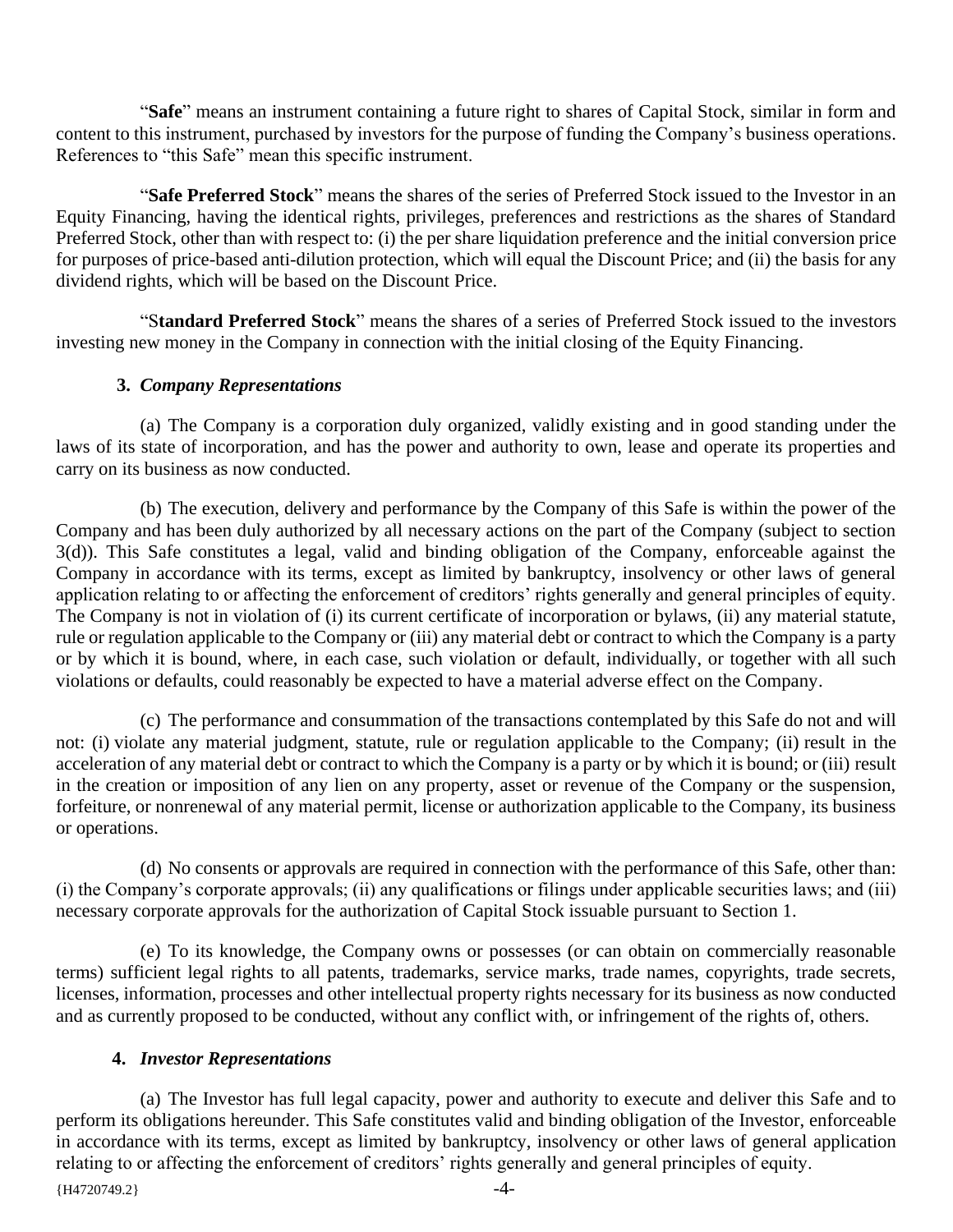"**Safe**" means an instrument containing a future right to shares of Capital Stock, similar in form and content to this instrument, purchased by investors for the purpose of funding the Company's business operations. References to "this Safe" mean this specific instrument.

"**Safe Preferred Stock**" means the shares of the series of Preferred Stock issued to the Investor in an Equity Financing, having the identical rights, privileges, preferences and restrictions as the shares of Standard Preferred Stock, other than with respect to: (i) the per share liquidation preference and the initial conversion price for purposes of price-based anti-dilution protection, which will equal the Discount Price; and (ii) the basis for any dividend rights, which will be based on the Discount Price.

"S**tandard Preferred Stock**" means the shares of a series of Preferred Stock issued to the investors investing new money in the Company in connection with the initial closing of the Equity Financing.

**3.** ***Company Representations***

(a) The Company is a corporation duly organized, validly existing and in good standing under the laws of its state of incorporation, and has the power and authority to own, lease and operate its properties and carry on its business as now conducted.

(b) The execution, delivery and performance by the Company of this Safe is within the power of the Company and has been duly authorized by all necessary actions on the part of the Company (subject to section 3(d)). This Safe constitutes a legal, valid and binding obligation of the Company, enforceable against the Company in accordance with its terms, except as limited by bankruptcy, insolvency or other laws of general application relating to or affecting the enforcement of creditors' rights generally and general principles of equity. The Company is not in violation of (i) its current certificate of incorporation or bylaws, (ii) any material statute, rule or regulation applicable to the Company or (iii) any material debt or contract to which the Company is a party or by which it is bound, where, in each case, such violation or default, individually, or together with all such violations or defaults, could reasonably be expected to have a material adverse effect on the Company.

(c) The performance and consummation of the transactions contemplated by this Safe do not and will not: (i) violate any material judgment, statute, rule or regulation applicable to the Company; (ii) result in the acceleration of any material debt or contract to which the Company is a party or by which it is bound; or (iii) result in the creation or imposition of any lien on any property, asset or revenue of the Company or the suspension, forfeiture, or nonrenewal of any material permit, license or authorization applicable to the Company, its business or operations.

(d) No consents or approvals are required in connection with the performance of this Safe, other than: (i) the Company's corporate approvals; (ii) any qualifications or filings under applicable securities laws; and (iii) necessary corporate approvals for the authorization of Capital Stock issuable pursuant to Section 1.

(e) To its knowledge, the Company owns or possesses (or can obtain on commercially reasonable terms) sufficient legal rights to all patents, trademarks, service marks, trade names, copyrights, trade secrets, licenses, information, processes and other intellectual property rights necessary for its business as now conducted and as currently proposed to be conducted, without any conflict with, or infringement of the rights of, others.

**4.** ***Investor Representations***

(a) The Investor has full legal capacity, power and authority to execute and deliver this Safe and to perform its obligations hereunder. This Safe constitutes valid and binding obligation of the Investor, enforceable in accordance with its terms, except as limited by bankruptcy, insolvency or other laws of general application relating to or affecting the enforcement of creditors' rights generally and general principles of equity.

{H4720749.2}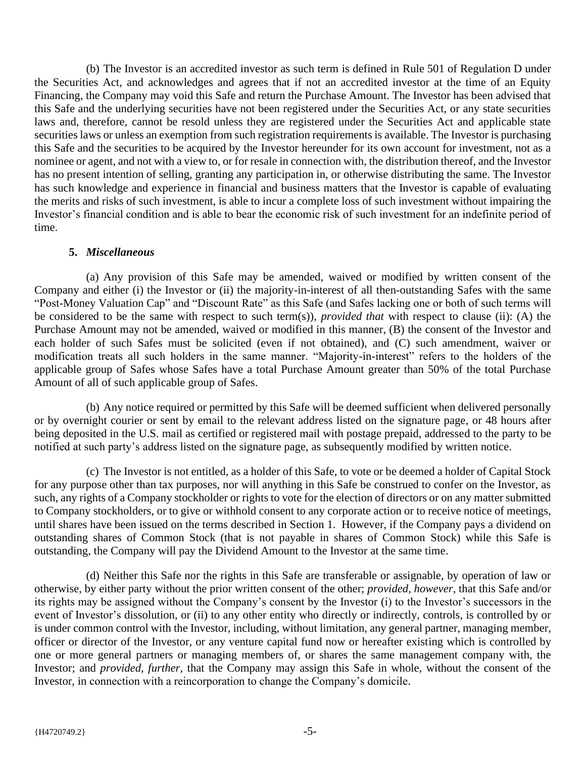(b) The Investor is an accredited investor as such term is defined in Rule 501 of Regulation D under the Securities Act, and acknowledges and agrees that if not an accredited investor at the time of an Equity Financing, the Company may void this Safe and return the Purchase Amount. The Investor has been advised that this Safe and the underlying securities have not been registered under the Securities Act, or any state securities laws and, therefore, cannot be resold unless they are registered under the Securities Act and applicable state securities laws or unless an exemption from such registration requirements is available. The Investor is purchasing this Safe and the securities to be acquired by the Investor hereunder for its own account for investment, not as a nominee or agent, and not with a view to, or for resale in connection with, the distribution thereof, and the Investor has no present intention of selling, granting any participation in, or otherwise distributing the same. The Investor has such knowledge and experience in financial and business matters that the Investor is capable of evaluating the merits and risks of such investment, is able to incur a complete loss of such investment without impairing the Investor's financial condition and is able to bear the economic risk of such investment for an indefinite period of time.

**5.** ***Miscellaneous***

(a) Any provision of this Safe may be amended, waived or modified by written consent of the Company and either (i) the Investor or (ii) the majority-in-interest of all then-outstanding Safes with the same "Post-Money Valuation Cap" and "Discount Rate" as this Safe (and Safes lacking one or both of such terms will be considered to be the same with respect to such term(s)), *provided that* with respect to clause (ii): (A) the Purchase Amount may not be amended, waived or modified in this manner, (B) the consent of the Investor and each holder of such Safes must be solicited (even if not obtained), and (C) such amendment, waiver or modification treats all such holders in the same manner. "Majority-in-interest" refers to the holders of the applicable group of Safes whose Safes have a total Purchase Amount greater than 50% of the total Purchase Amount of all of such applicable group of Safes.

(b) Any notice required or permitted by this Safe will be deemed sufficient when delivered personally or by overnight courier or sent by email to the relevant address listed on the signature page, or 48 hours after being deposited in the U.S. mail as certified or registered mail with postage prepaid, addressed to the party to be notified at such party's address listed on the signature page, as subsequently modified by written notice.

(c) The Investor is not entitled, as a holder of this Safe, to vote or be deemed a holder of Capital Stock for any purpose other than tax purposes, nor will anything in this Safe be construed to confer on the Investor, as such, any rights of a Company stockholder or rights to vote for the election of directors or on any matter submitted to Company stockholders, or to give or withhold consent to any corporate action or to receive notice of meetings, until shares have been issued on the terms described in Section 1. However, if the Company pays a dividend on outstanding shares of Common Stock (that is not payable in shares of Common Stock) while this Safe is outstanding, the Company will pay the Dividend Amount to the Investor at the same time.

(d) Neither this Safe nor the rights in this Safe are transferable or assignable, by operation of law or otherwise, by either party without the prior written consent of the other; *provided, however*, that this Safe and/or its rights may be assigned without the Company's consent by the Investor (i) to the Investor's successors in the event of Investor's dissolution, or (ii) to any other entity who directly or indirectly, controls, is controlled by or is under common control with the Investor, including, without limitation, any general partner, managing member, officer or director of the Investor, or any venture capital fund now or hereafter existing which is controlled by one or more general partners or managing members of, or shares the same management company with, the Investor; and *provided, further*, that the Company may assign this Safe in whole, without the consent of the Investor, in connection with a reincorporation to change the Company's domicile.

{H4720749.2}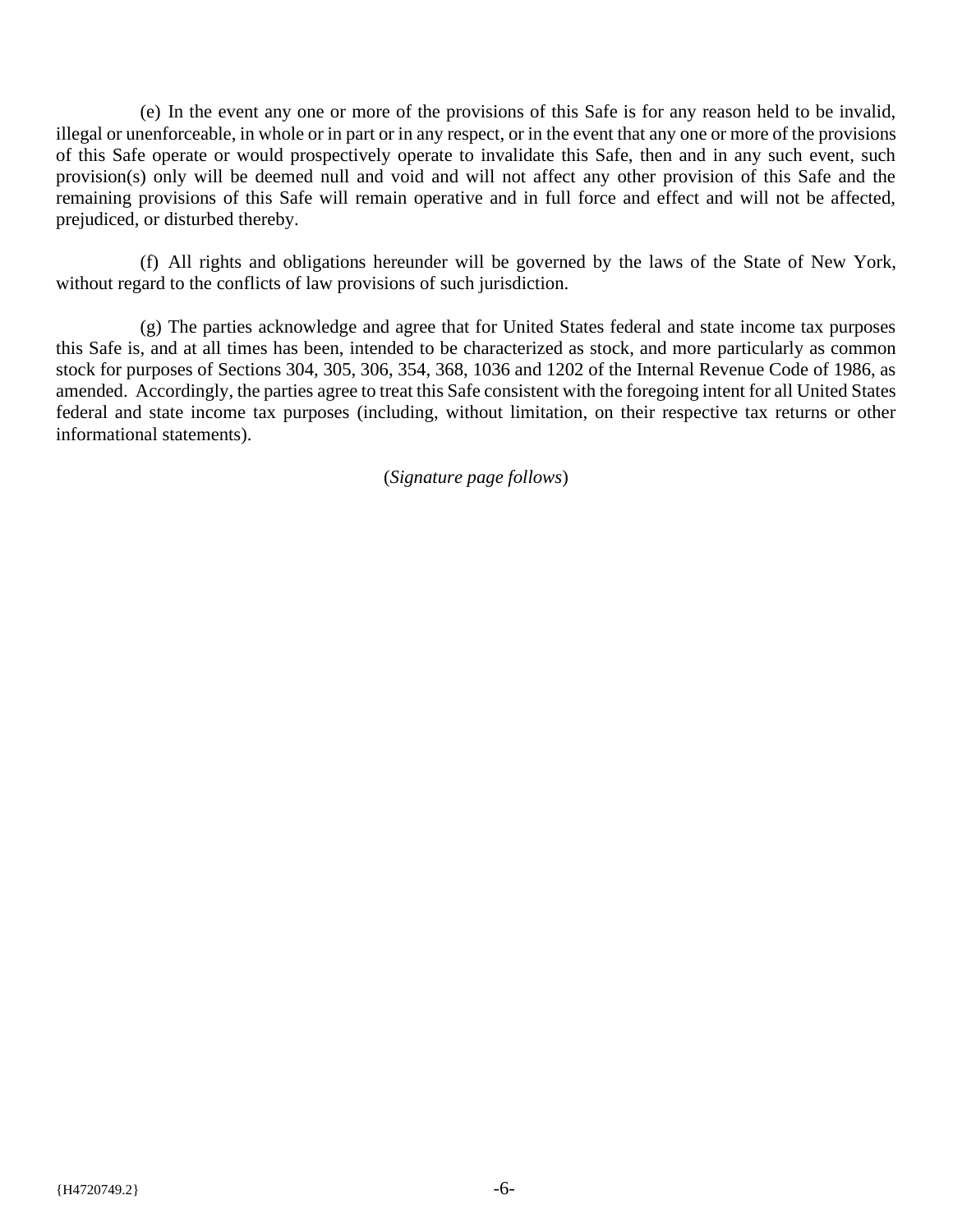(e) In the event any one or more of the provisions of this Safe is for any reason held to be invalid, illegal or unenforceable, in whole or in part or in any respect, or in the event that any one or more of the provisions of this Safe operate or would prospectively operate to invalidate this Safe, then and in any such event, such provision(s) only will be deemed null and void and will not affect any other provision of this Safe and the remaining provisions of this Safe will remain operative and in full force and effect and will not be affected, prejudiced, or disturbed thereby.

(f) All rights and obligations hereunder will be governed by the laws of the State of New York, without regard to the conflicts of law provisions of such jurisdiction.

(g) The parties acknowledge and agree that for United States federal and state income tax purposes this Safe is, and at all times has been, intended to be characterized as stock, and more particularly as common stock for purposes of Sections 304, 305, 306, 354, 368, 1036 and 1202 of the Internal Revenue Code of 1986, as amended. Accordingly, the parties agree to treat this Safe consistent with the foregoing intent for all United States federal and state income tax purposes (including, without limitation, on their respective tax returns or other informational statements).

(*Signature page follows*)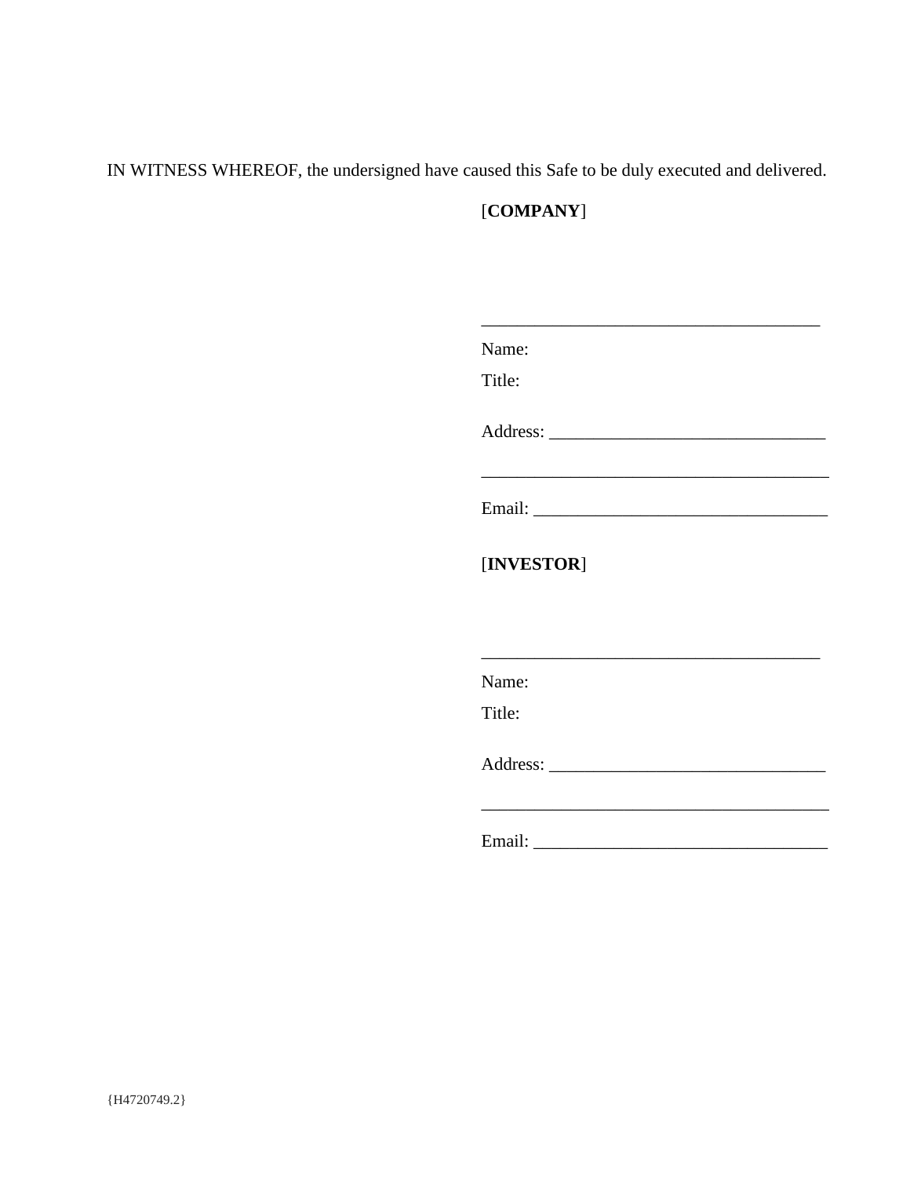IN WITNESS WHEREOF, the undersigned have caused this Safe to be duly executed and delivered.

[**COMPANY**]

_____________________________________

Name:

Title:

Address: _______________________________

_______________________________________

Email: _________________________________

[**INVESTOR**]

_____________________________________

Name:

Title:

Address: _______________________________

_______________________________________

Email: _________________________________

{H4720749.2}